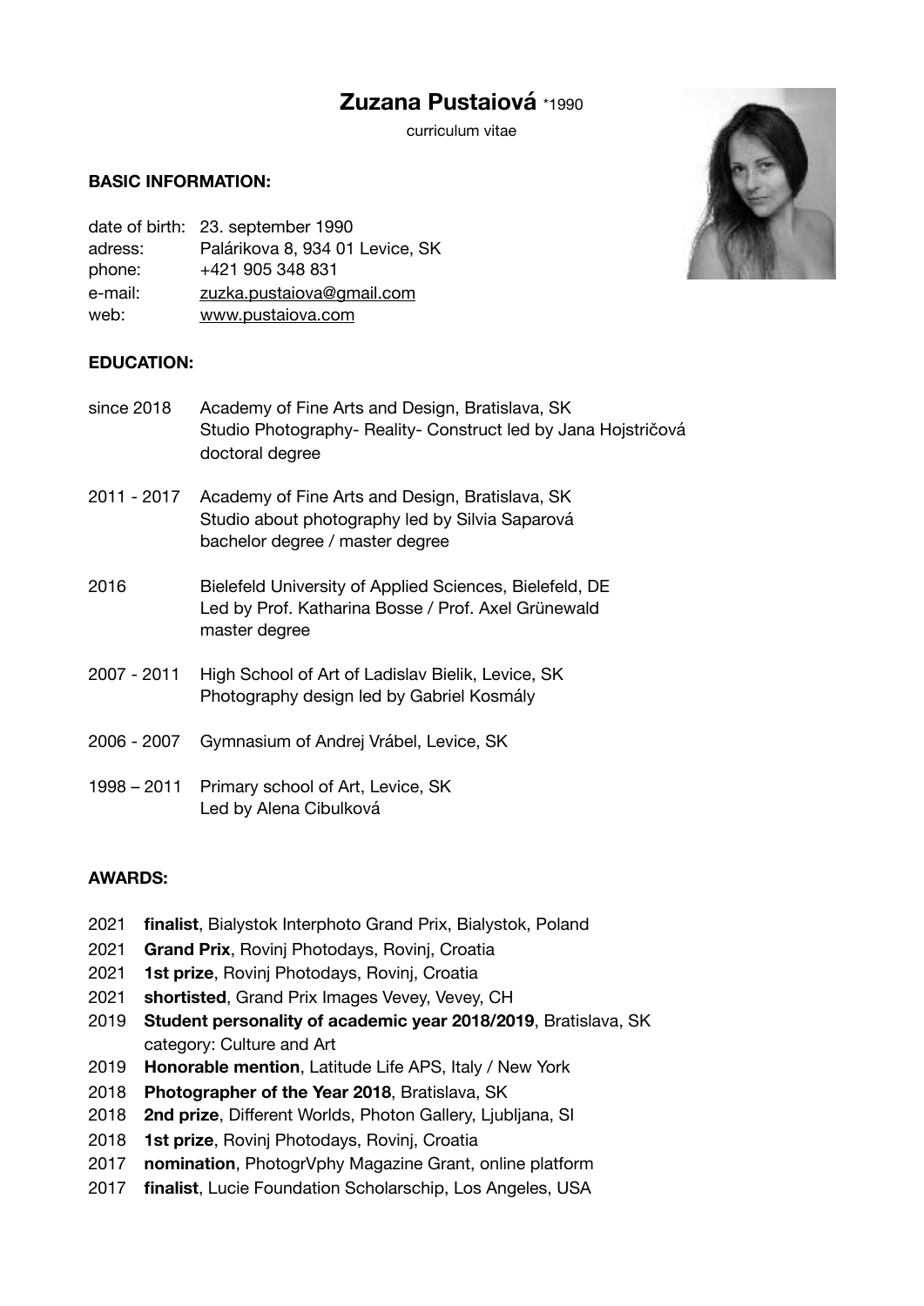# Zuzana Pustaiová *1990

curriculum vitae

**BASIC INFORMATION:**

date of birth: 23. september 1990
adress: Palárikova 8, 934 01 Levice, SK
phone: +421 905 348 831
e-mail: zuzka.pustaiova@gmail.com
web: www.pustaiova.com

**EDUCATION:**

since 2018 Academy of Fine Arts and Design, Bratislava, SK
Studio Photography- Reality- Construct led by Jana Hojstričová
doctoral degree

2011 - 2017 Academy of Fine Arts and Design, Bratislava, SK
Studio about photography led by Silvia Saparová
bachelor degree / master degree

2016 Bielefeld University of Applied Sciences, Bielefeld, DE
Led by Prof. Katharina Bosse / Prof. Axel Grünewald
master degree

2007 - 2011 High School of Art of Ladislav Bielik, Levice, SK
Photography design led by Gabriel Kosmály

2006 - 2007 Gymnasium of Andrej Vrábel, Levice, SK

1998 – 2011 Primary school of Art, Levice, SK
Led by Alena Cibulková

**AWARDS:**

2021 **finalist**, Bialystok Interphoto Grand Prix, Bialystok, Poland
2021 **Grand Prix**, Rovinj Photodays, Rovinj, Croatia
2021 **1st prize**, Rovinj Photodays, Rovinj, Croatia
2021 **shortisted**, Grand Prix Images Vevey, Vevey, CH
2019 **Student personality of academic year 2018/2019**, Bratislava, SK
category: Culture and Art
2019 **Honorable mention**, Latitude Life APS, Italy / New York
2018 **Photographer of the Year 2018**, Bratislava, SK
2018 **2nd prize**, Different Worlds, Photon Gallery, Ljubljana, SI
2018 **1st prize**, Rovinj Photodays, Rovinj, Croatia
2017 **nomination**, PhotogrVphy Magazine Grant, online platform
2017 **finalist**, Lucie Foundation Scholarschip, Los Angeles, USA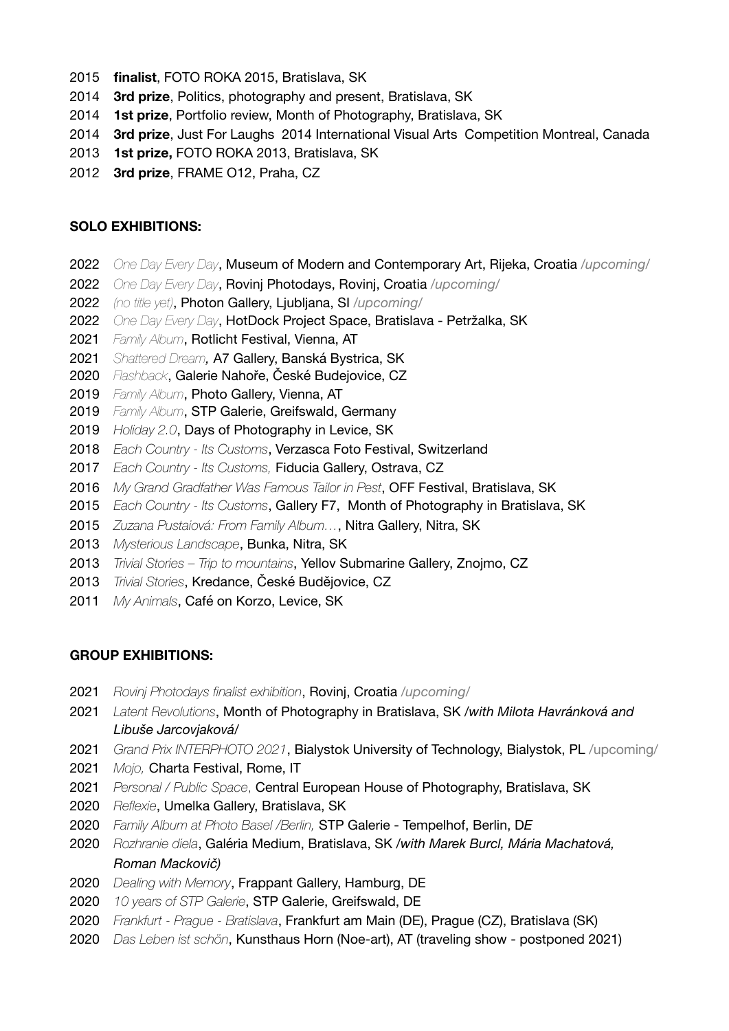2015 **finalist**, FOTO ROKA 2015, Bratislava, SK
2014 **3rd prize**, Politics, photography and present, Bratislava, SK
2014 **1st prize**, Portfolio review, Month of Photography, Bratislava, SK
2014 **3rd prize**, Just For Laughs 2014 International Visual Arts Competition Montreal, Canada
2013 **1st prize,** FOTO ROKA 2013, Bratislava, SK
2012 **3rd prize**, FRAME O12, Praha, CZ

**SOLO EXHIBITIONS:**

2022 *One Day Every Day*, Museum of Modern and Contemporary Art, Rijeka, Croatia */upcoming/*
2022 *One Day Every Day*, Rovinj Photodays, Rovinj, Croatia */upcoming/*
2022 *(no title yet)*, Photon Gallery, Ljubljana, SI */upcoming/*
2022 *One Day Every Day*, HotDock Project Space, Bratislava - Petržalka, SK
2021 *Family Album*, Rotlicht Festival, Vienna, AT
2021 *Shattered Dream,* A7 Gallery, Banská Bystrica, SK
2020 *Flashback*, Galerie Nahoře, České Budejovice, CZ
2019 *Family Album*, Photo Gallery, Vienna, AT
2019 *Family Album*, STP Galerie, Greifswald, Germany
2019 *Holiday 2.0*, Days of Photography in Levice, SK
2018 *Each Country - Its Customs*, Verzasca Foto Festival, Switzerland
2017 *Each Country - Its Customs,* Fiducia Gallery, Ostrava, CZ
2016 *My Grand Gradfather Was Famous Tailor in Pest*, OFF Festival, Bratislava, SK
2015 *Each Country - Its Customs*, Gallery F7, Month of Photography in Bratislava, SK
2015 *Zuzana Pustaiová: From Family Album…*, Nitra Gallery, Nitra, SK
2013 *Mysterious Landscape*, Bunka, Nitra, SK
2013 *Trivial Stories – Trip to mountains*, Yellov Submarine Gallery, Znojmo, CZ
2013 *Trivial Stories*, Kredance, České Budějovice, CZ
2011 *My Animals*, Café on Korzo, Levice, SK

**GROUP EXHIBITIONS:**

2021 *Rovinj Photodays finalist exhibition*, Rovinj, Croatia */upcoming/*
2021 *Latent Revolutions*, Month of Photography in Bratislava, SK */with Milota Havránková and Libuše Jarcovjaková/*
2021 *Grand Prix INTERPHOTO 2021*, Bialystok University of Technology, Bialystok, PL /upcoming/
2021 *Mojo,* Charta Festival, Rome, IT
2021 *Personal / Public Space*, Central European House of Photography, Bratislava, SK
2020 *Reflexie*, Umelka Gallery, Bratislava, SK
2020 *Family Album at Photo Basel /Berlin,* STP Galerie - Tempelhof, Berlin, D*E*
2020 *Rozhranie diela*, Galéria Medium, Bratislava, SK */with Marek Burcl, Mária Machatová, Roman Mackovič)*
2020 *Dealing with Memory*, Frappant Gallery, Hamburg, DE
2020 *10 years of STP Galerie*, STP Galerie, Greifswald, DE
2020 *Frankfurt - Prague - Bratislava*, Frankfurt am Main (DE), Prague (CZ), Bratislava (SK)
2020 *Das Leben ist schön*, Kunsthaus Horn (Noe-art), AT (traveling show - postponed 2021)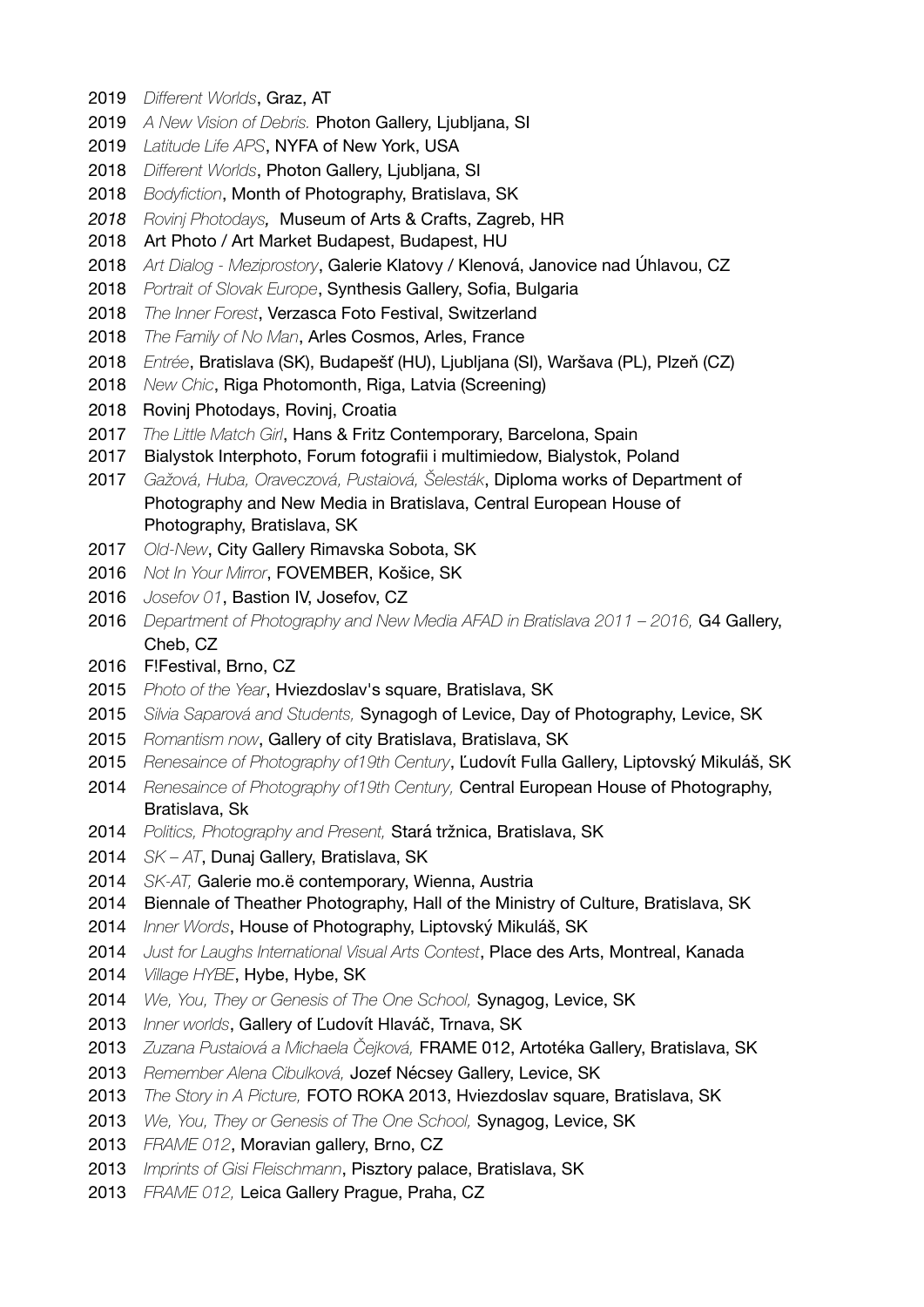2019 *Different Worlds*, Graz, AT
2019 *A New Vision of Debris.* Photon Gallery, Ljubljana, SI
2019 *Latitude Life APS*, NYFA of New York, USA
2018 *Different Worlds*, Photon Gallery, Ljubljana, SI
2018 *Bodyfiction*, Month of Photography, Bratislava, SK
*2018 Rovinj Photodays,* Museum of Arts & Crafts, Zagreb, HR
2018 Art Photo / Art Market Budapest, Budapest, HU
2018 *Art Dialog - Meziprostory*, Galerie Klatovy / Klenová, Janovice nad Úhlavou, CZ
2018 *Portrait of Slovak Europe*, Synthesis Gallery, Sofia, Bulgaria
2018 *The Inner Forest*, Verzasca Foto Festival, Switzerland
2018 *The Family of No Man*, Arles Cosmos, Arles, France
2018 *Entrée*, Bratislava (SK), Budapešť (HU), Ljubljana (SI), Waršava (PL), Plzeň (CZ)
2018 *New Chic*, Riga Photomonth, Riga, Latvia (Screening)
2018 Rovinj Photodays, Rovinj, Croatia
2017 *The Little Match Girl*, Hans & Fritz Contemporary, Barcelona, Spain
2017 Bialystok Interphoto, Forum fotografii i multimiedow, Bialystok, Poland
2017 *Gažová, Huba, Oraveczová, Pustaiová, Šelesták*, Diploma works of Department of Photography and New Media in Bratislava, Central European House of Photography, Bratislava, SK
2017 *Old-New*, City Gallery Rimavska Sobota, SK
2016 *Not In Your Mirror*, FOVEMBER, Košice, SK
2016 *Josefov 01*, Bastion IV, Josefov, CZ
2016 *Department of Photography and New Media AFAD in Bratislava 2011 – 2016,* G4 Gallery, Cheb, CZ
2016 F!Festival, Brno, CZ
2015 *Photo of the Year*, Hviezdoslav's square, Bratislava, SK
2015 *Silvia Saparová and Students,* Synagogh of Levice, Day of Photography, Levice, SK
2015 *Romantism now*, Gallery of city Bratislava, Bratislava, SK
2015 *Renesaince of Photography of19th Century*, Ľudovít Fulla Gallery, Liptovský Mikuláš, SK
2014 *Renesaince of Photography of19th Century,* Central European House of Photography, Bratislava, Sk
2014 *Politics, Photography and Present,* Stará tržnica, Bratislava, SK
2014 *SK – AT*, Dunaj Gallery, Bratislava, SK
2014 *SK-AT,* Galerie mo.ë contemporary, Wienna, Austria
2014 Biennale of Theather Photography, Hall of the Ministry of Culture, Bratislava, SK
2014 *Inner Words*, House of Photography, Liptovský Mikuláš, SK
2014 *Just for Laughs International Visual Arts Contest*, Place des Arts, Montreal, Kanada
2014 *Village HYBE*, Hybe, Hybe, SK
2014 *We, You, They or Genesis of The One School,* Synagog, Levice, SK
2013 *Inner worlds*, Gallery of Ľudovít Hlaváč, Trnava, SK
2013 *Zuzana Pustaiová a Michaela Čejková,* FRAME 012, Artotéka Gallery, Bratislava, SK
2013 *Remember Alena Cibulková,* Jozef Nécsey Gallery, Levice, SK
2013 *The Story in A Picture,* FOTO ROKA 2013, Hviezdoslav square, Bratislava, SK
2013 *We, You, They or Genesis of The One School,* Synagog, Levice, SK
2013 *FRAME 012*, Moravian gallery, Brno, CZ
2013 *Imprints of Gisi Fleischmann*, Pisztory palace, Bratislava, SK
2013 *FRAME 012,* Leica Gallery Prague, Praha, CZ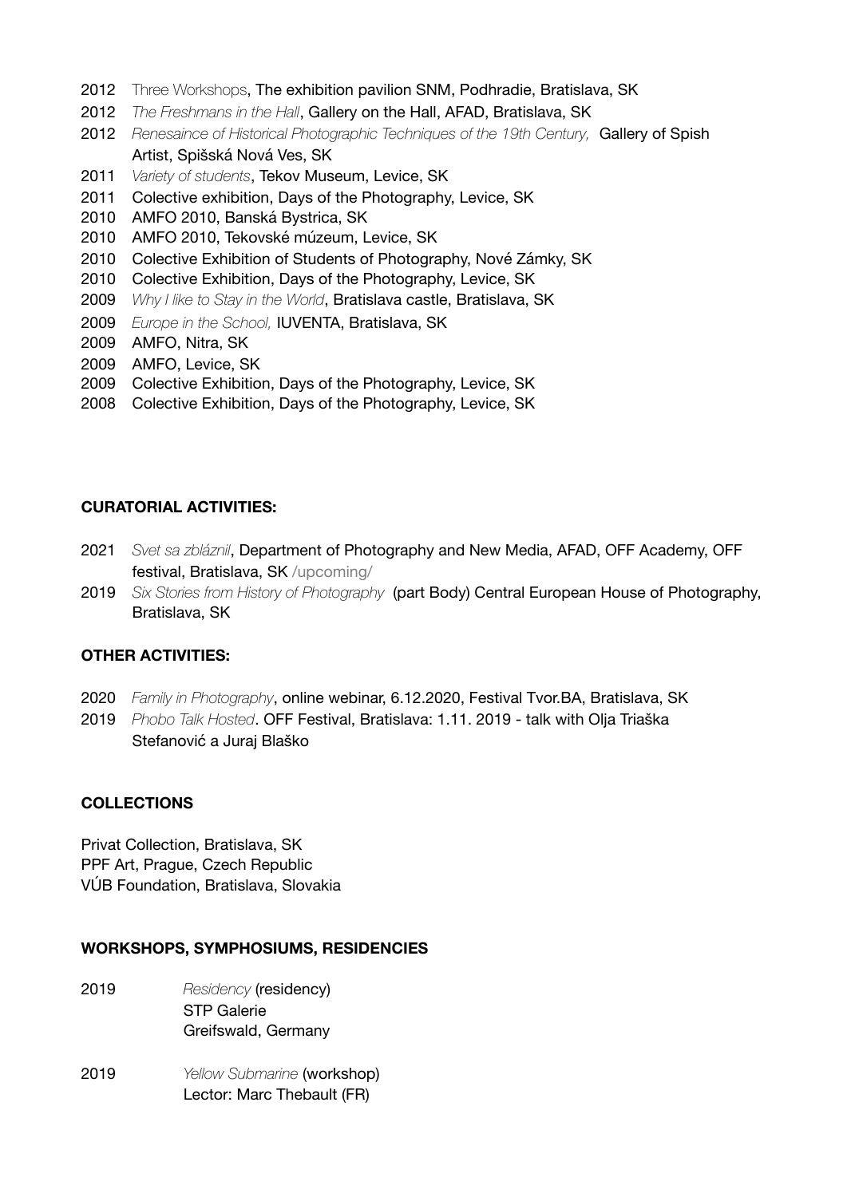2012 Three Workshops, The exhibition pavilion SNM, Podhradie, Bratislava, SK
2012 *The Freshmans in the Hall*, Gallery on the Hall, AFAD, Bratislava, SK
2012 *Renesaince of Historical Photographic Techniques of the 19th Century,* Gallery of Spish Artist, Spišská Nová Ves, SK
2011 *Variety of students*, Tekov Museum, Levice, SK
2011 Colective exhibition, Days of the Photography, Levice, SK
2010 AMFO 2010, Banská Bystrica, SK
2010 AMFO 2010, Tekovské múzeum, Levice, SK
2010 Colective Exhibition of Students of Photography, Nové Zámky, SK
2010 Colective Exhibition, Days of the Photography, Levice, SK
2009 *Why I like to Stay in the World*, Bratislava castle, Bratislava, SK
2009 *Europe in the School,* IUVENTA, Bratislava, SK
2009 AMFO, Nitra, SK
2009 AMFO, Levice, SK
2009 Colective Exhibition, Days of the Photography, Levice, SK
2008 Colective Exhibition, Days of the Photography, Levice, SK

**CURATORIAL ACTIVITIES:**

2021 *Svet sa zbláznil*, Department of Photography and New Media, AFAD, OFF Academy, OFF festival, Bratislava, SK /upcoming/
2019 *Six Stories from History of Photography* (part Body) Central European House of Photography, Bratislava, SK

**OTHER ACTIVITIES:**

2020 *Family in Photography*, online webinar, 6.12.2020, Festival Tvor.BA, Bratislava, SK
2019 *Phobo Talk Hosted*. OFF Festival, Bratislava: 1.11. 2019 - talk with Olja Triaška Stefanović a Juraj Blaško

**COLLECTIONS**

Privat Collection, Bratislava, SK
PPF Art, Prague, Czech Republic
VÚB Foundation, Bratislava, Slovakia

**WORKSHOPS, SYMPHOSIUMS, RESIDENCIES**

2019 *Residency* (residency)
STP Galerie
Greifswald, Germany

2019 *Yellow Submarine* (workshop)
Lector: Marc Thebault (FR)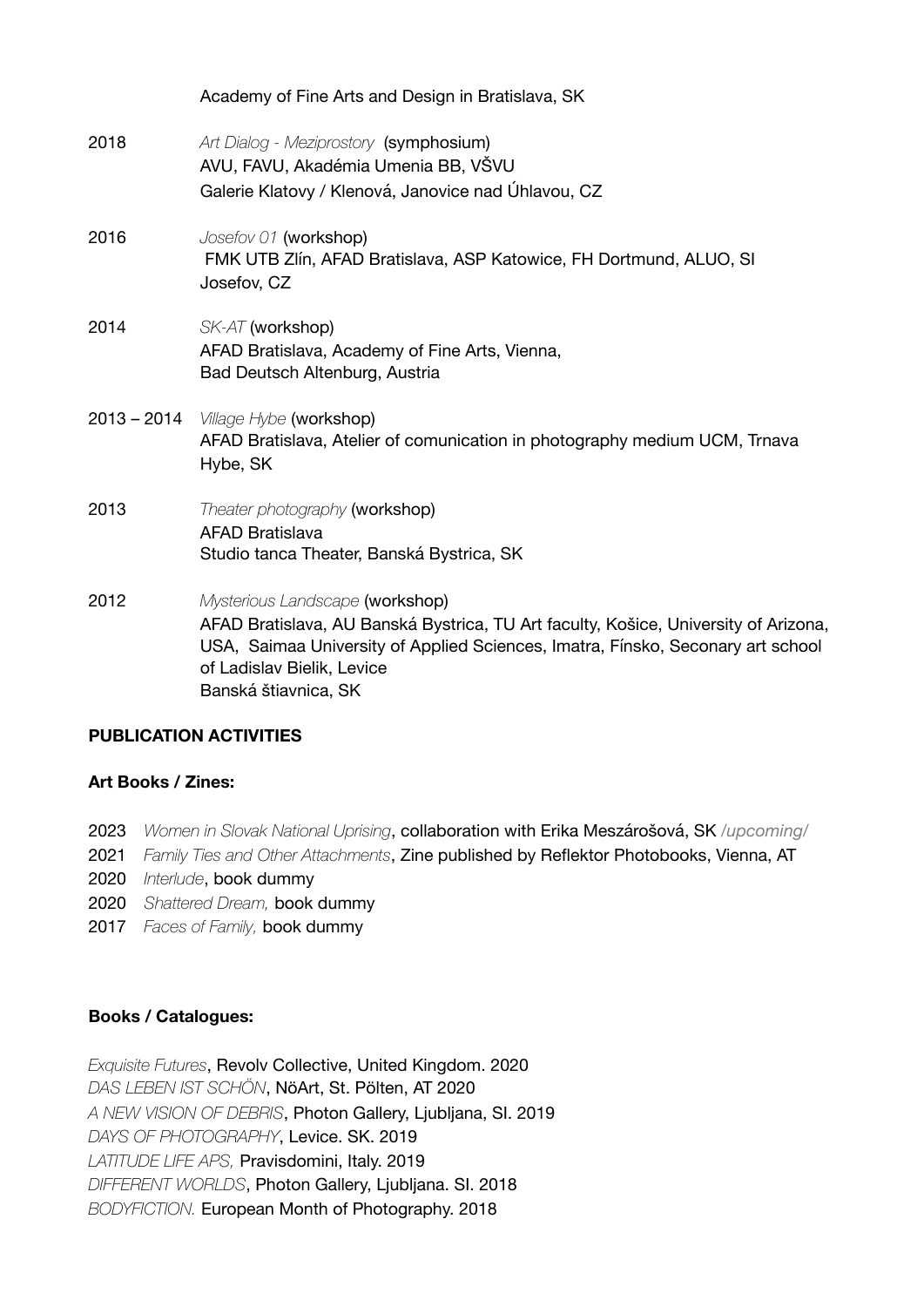Academy of Fine Arts and Design in Bratislava, SK

2018 *Art Dialog - Meziprostory* (symphosium)
AVU, FAVU, Akadémia Umenia BB, VŠVU
Galerie Klatovy / Klenová, Janovice nad Úhlavou, CZ

2016 *Josefov 01* (workshop)
FMK UTB Zlín, AFAD Bratislava, ASP Katowice, FH Dortmund, ALUO, SI
Josefov, CZ

2014 *SK-AT* (workshop)
AFAD Bratislava, Academy of Fine Arts, Vienna,
Bad Deutsch Altenburg, Austria

2013 – 2014 *Village Hybe* (workshop)
AFAD Bratislava, Atelier of comunication in photography medium UCM, Trnava
Hybe, SK

2013 *Theater photography* (workshop)
AFAD Bratislava
Studio tanca Theater, Banská Bystrica, SK

2012 *Mysterious Landscape* (workshop)
AFAD Bratislava, AU Banská Bystrica, TU Art faculty, Košice, University of Arizona, USA, Saimaa University of Applied Sciences, Imatra, Fínsko, Seconary art school of Ladislav Bielik, Levice
Banská štiavnica, SK

**PUBLICATION ACTIVITIES**

**Art Books / Zines:**

2023 *Women in Slovak National Uprising*, collaboration with Erika Meszárošová, SK */upcoming/*
2021 *Family Ties and Other Attachments*, Zine published by Reflektor Photobooks, Vienna, AT
2020 *Interlude*, book dummy
2020 *Shattered Dream,* book dummy
2017 *Faces of Family,* book dummy

**Books / Catalogues:**

*Exquisite Futures*, Revolv Collective, United Kingdom. 2020
*DAS LEBEN IST SCHÖN*, NöArt, St. Pölten, AT 2020
*A NEW VISION OF DEBRIS*, Photon Gallery, Ljubljana, SI. 2019
*DAYS OF PHOTOGRAPHY*, Levice. SK. 2019
*LATITUDE LIFE APS,* Pravisdomini, Italy. 2019
*DIFFERENT WORLDS*, Photon Gallery, Ljubljana. SI. 2018
*BODYFICTION.* European Month of Photography. 2018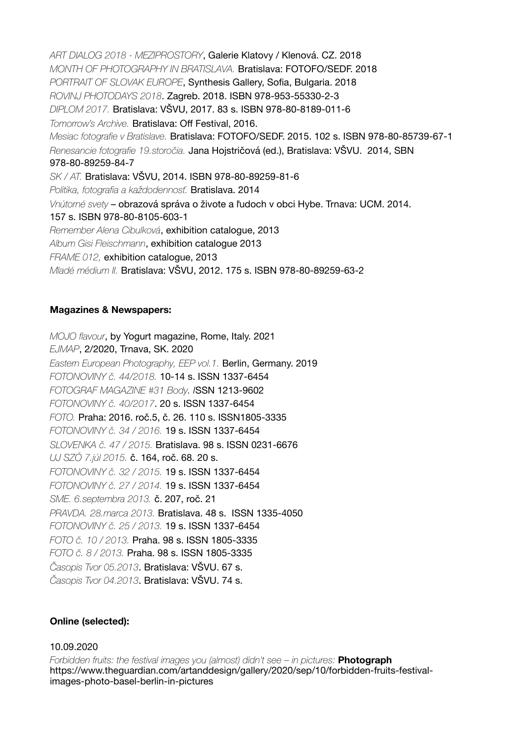*ART DIALOG 2018 - MEZIPROSTORY*, Galerie Klatovy / Klenová. CZ. 2018
*MONTH OF PHOTOGRAPHY IN BRATISLAVA.* Bratislava: FOTOFO/SEDF. 2018
*PORTRAIT OF SLOVAK EUROPE*, Synthesis Gallery, Sofia, Bulgaria. 2018
*ROVINJ PHOTODAYS 2018*. Zagreb. 2018. ISBN 978-953-55330-2-3
*DIPLOM 2017.* Bratislava: VŠVU, 2017. 83 s. ISBN 978-80-8189-011-6
*Tomorrow's Archive.* Bratislava: Off Festival, 2016.
*Mesiac fotografie v Bratislave.* Bratislava: FOTOFO/SEDF. 2015. 102 s. ISBN 978-80-85739-67-1
*Renesancie fotografie 19.storočia.* Jana Hojstričová (ed.), Bratislava: VŠVU. 2014, SBN 978-80-89259-84-7
*SK / AT.* Bratislava: VŠVU, 2014. ISBN 978-80-89259-81-6
*Politika, fotografia a každodennosť.* Bratislava. 2014
*Vnútorné svety* – obrazová správa o živote a ľuďoch v obci Hybe. Trnava: UCM. 2014. 157 s. ISBN 978-80-8105-603-1
*Remember Alena Cibulková*, exhibition catalogue, 2013
*Album Gisi Fleischmann*, exhibition catalogue 2013
*FRAME 012,* exhibition catalogue, 2013
*Mladé médium II.* Bratislava: VŠVU, 2012. 175 s. ISBN 978-80-89259-63-2

**Magazines & Newspapers:**

*MOJO flavour*, by Yogurt magazine, Rome, Italy. 2021
*EJMAP*, 2/2020, Trnava, SK. 2020
*Eastern European Photography, EEP vol.1.* Berlin, Germany. 2019
*FOTONOVINY č. 44/2018.* 10-14 s. ISSN 1337-6454
*FOTOGRAF MAGAZINE #31 Body. I*SSN 1213-9602
*FOTONOVINY č. 40/2017*. 20 s. ISSN 1337-6454
*FOTO.* Praha: 2016. roč.5, č. 26. 110 s. ISSN1805-3335
*FOTONOVINY č. 34 / 2016.* 19 s. ISSN 1337-6454
*SLOVENKA č. 47 / 2015.* Bratislava. 98 s. ISSN 0231-6676
*UJ SZÓ 7.júl 2015.* č. 164, roč. 68. 20 s.
*FOTONOVINY č. 32 / 2015.* 19 s. ISSN 1337-6454
*FOTONOVINY č. 27 / 2014.* 19 s. ISSN 1337-6454
*SME. 6.septembra 2013.* č. 207, roč. 21
*PRAVDA. 28.marca 2013.* Bratislava. 48 s. ISSN 1335-4050
*FOTONOVINY č. 25 / 2013.* 19 s. ISSN 1337-6454
*FOTO č. 10 / 2013.* Praha. 98 s. ISSN 1805-3335
*FOTO č. 8 / 2013.* Praha. 98 s. ISSN 1805-3335
*Časopis Tvor 05.2013*. Bratislava: VŠVU. 67 s.
*Časopis Tvor 04.2013*. Bratislava: VŠVU. 74 s.

**Online (selected):**

10.09.2020
*Forbidden fruits: the festival images you (almost) didn't see – in pictures:* **Photograph**
https://www.theguardian.com/artanddesign/gallery/2020/sep/10/forbidden-fruits-festival-images-photo-basel-berlin-in-pictures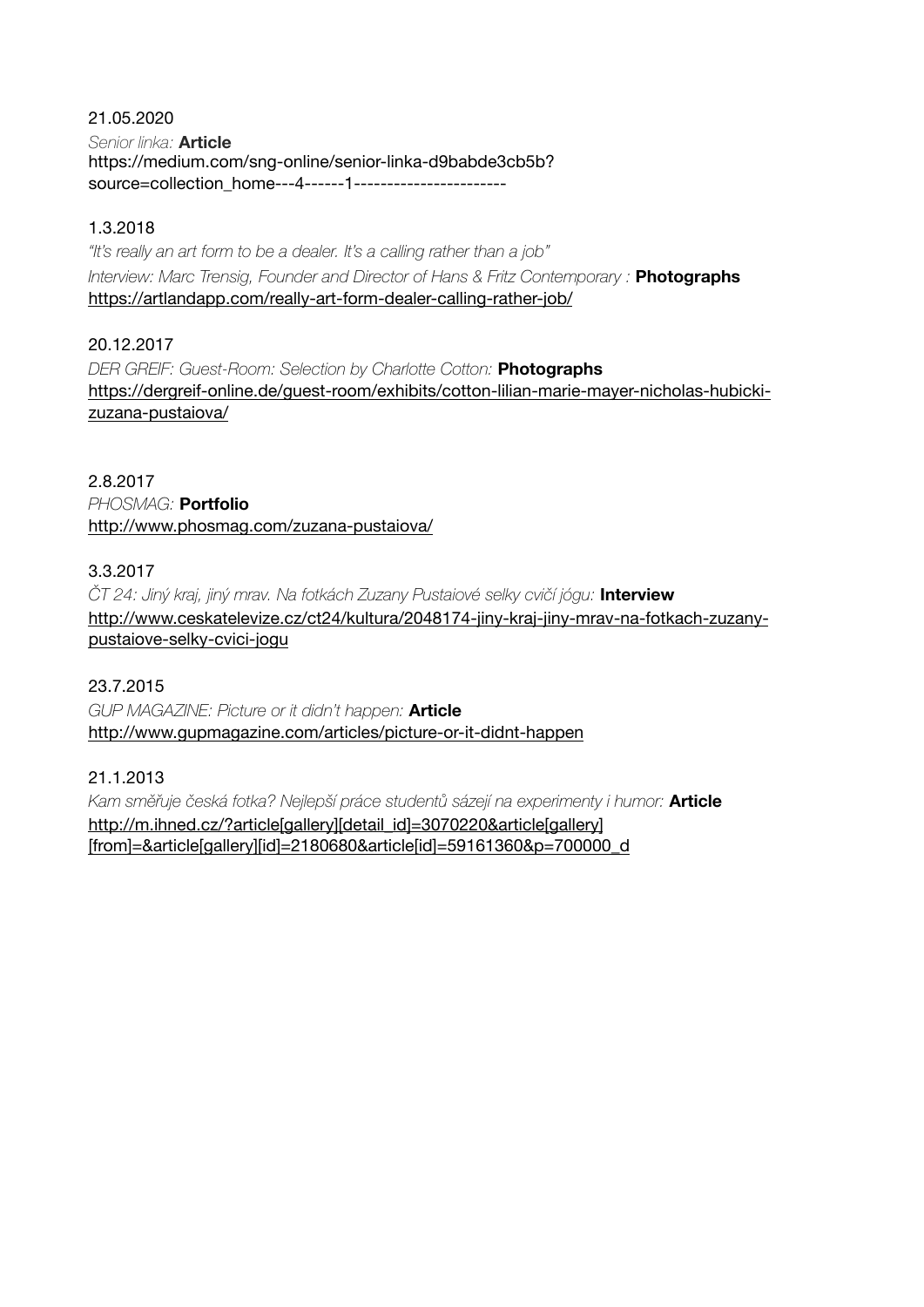21.05.2020
*Senior linka:* **Article**
https://medium.com/sng-online/senior-linka-d9babde3cb5b?source=collection_home---4------1-----------------------

1.3.2018
*"It's really an art form to be a dealer. It's a calling rather than a job"*
*Interview: Marc Trensig, Founder and Director of Hans & Fritz Contemporary :* **Photographs**
https://artlandapp.com/really-art-form-dealer-calling-rather-job/

20.12.2017
*DER GREIF: Guest-Room: Selection by Charlotte Cotton:* **Photographs**
https://dergreif-online.de/guest-room/exhibits/cotton-lilian-marie-mayer-nicholas-hubicki-zuzana-pustaiova/

2.8.2017
*PHOSMAG:* **Portfolio**
http://www.phosmag.com/zuzana-pustaiova/

3.3.2017
*ČT 24: Jiný kraj, jiný mrav. Na fotkách Zuzany Pustaiové selky cvičí jógu:* **Interview**
http://www.ceskatelevize.cz/ct24/kultura/2048174-jiny-kraj-jiny-mrav-na-fotkach-zuzany-pustaiove-selky-cvici-jogu

23.7.2015
*GUP MAGAZINE: Picture or it didn't happen:* **Article**
http://www.gupmagazine.com/articles/picture-or-it-didnt-happen

21.1.2013
*Kam směřuje česká fotka? Nejlepší práce studentů sázejí na experimenty i humor:* **Article**
http://m.ihned.cz/?article[gallery][detail_id]=3070220&article[gallery][from]=&article[gallery][id]=2180680&article[id]=59161360&p=700000_d